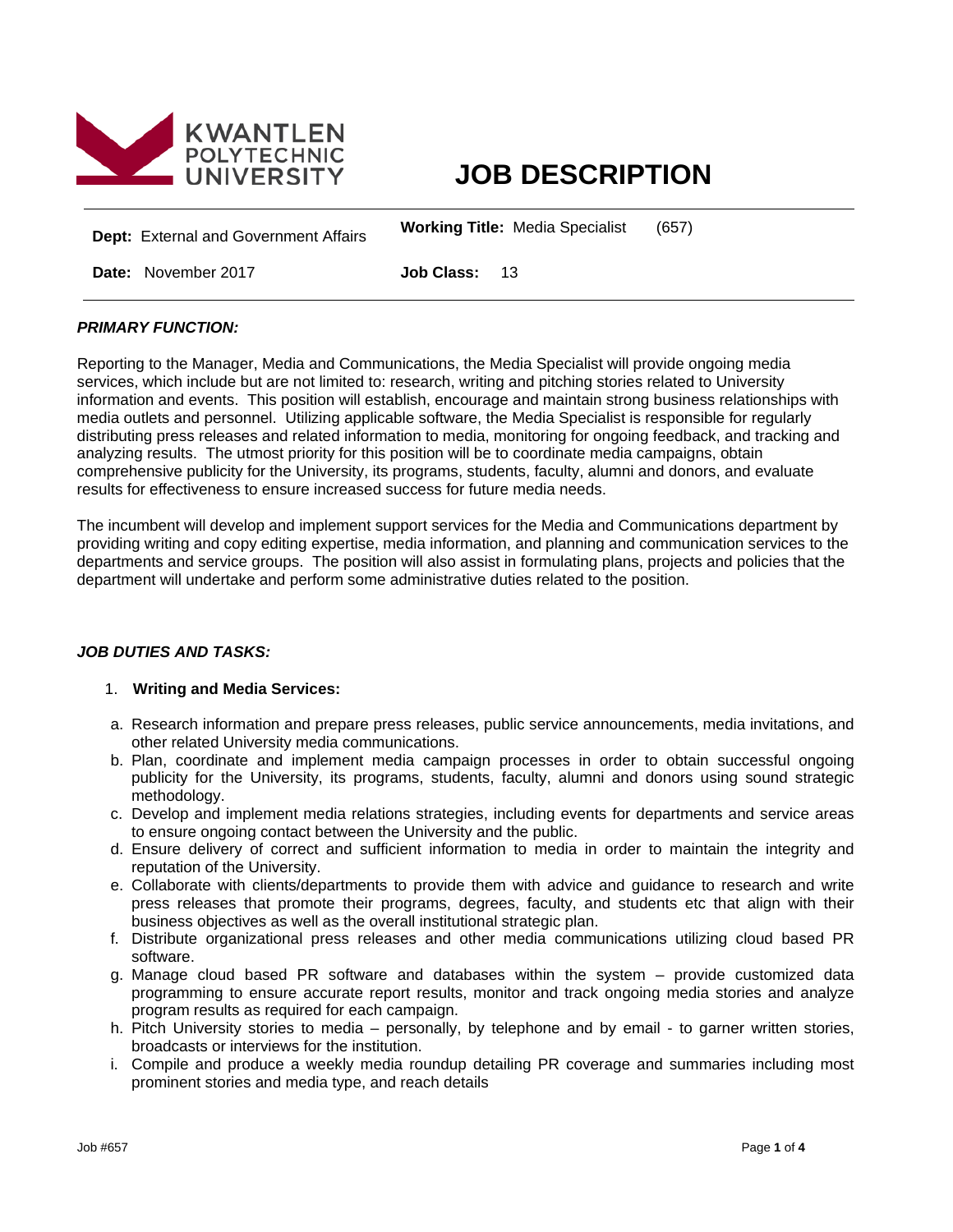KWANTLEN POLYTECHNIC UNIVERSITY

# JOB DESCRIPTION

| | |
|---|---|
| **Dept:** External and Government Affairs | **Working Title:** Media Specialist (657) |
| **Date:** November 2017 | **Job Class:** 13 |

### *PRIMARY FUNCTION:*

Reporting to the Manager, Media and Communications, the Media Specialist will provide ongoing media services, which include but are not limited to: research, writing and pitching stories related to University information and events. This position will establish, encourage and maintain strong business relationships with media outlets and personnel. Utilizing applicable software, the Media Specialist is responsible for regularly distributing press releases and related information to media, monitoring for ongoing feedback, and tracking and analyzing results. The utmost priority for this position will be to coordinate media campaigns, obtain comprehensive publicity for the University, its programs, students, faculty, alumni and donors, and evaluate results for effectiveness to ensure increased success for future media needs.

The incumbent will develop and implement support services for the Media and Communications department by providing writing and copy editing expertise, media information, and planning and communication services to the departments and service groups. The position will also assist in formulating plans, projects and policies that the department will undertake and perform some administrative duties related to the position.

### *JOB DUTIES AND TASKS:*

1. **Writing and Media Services:**

   a. Research information and prepare press releases, public service announcements, media invitations, and other related University media communications.
   b. Plan, coordinate and implement media campaign processes in order to obtain successful ongoing publicity for the University, its programs, students, faculty, alumni and donors using sound strategic methodology.
   c. Develop and implement media relations strategies, including events for departments and service areas to ensure ongoing contact between the University and the public.
   d. Ensure delivery of correct and sufficient information to media in order to maintain the integrity and reputation of the University.
   e. Collaborate with clients/departments to provide them with advice and guidance to research and write press releases that promote their programs, degrees, faculty, and students etc that align with their business objectives as well as the overall institutional strategic plan.
   f. Distribute organizational press releases and other media communications utilizing cloud based PR software.
   g. Manage cloud based PR software and databases within the system – provide customized data programming to ensure accurate report results, monitor and track ongoing media stories and analyze program results as required for each campaign.
   h. Pitch University stories to media – personally, by telephone and by email - to garner written stories, broadcasts or interviews for the institution.
   i. Compile and produce a weekly media roundup detailing PR coverage and summaries including most prominent stories and media type, and reach details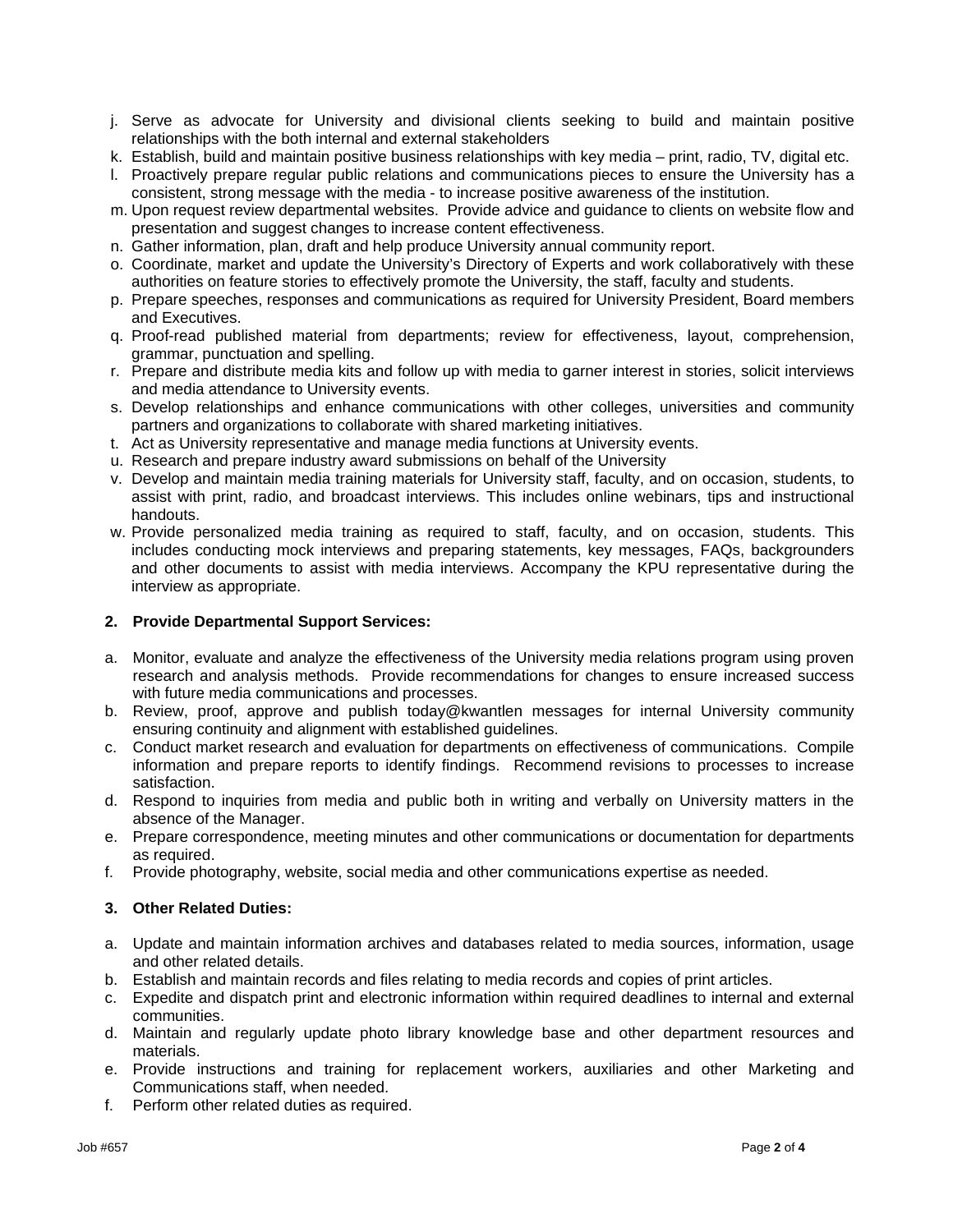j. Serve as advocate for University and divisional clients seeking to build and maintain positive relationships with the both internal and external stakeholders
k. Establish, build and maintain positive business relationships with key media – print, radio, TV, digital etc.
l. Proactively prepare regular public relations and communications pieces to ensure the University has a consistent, strong message with the media - to increase positive awareness of the institution.
m. Upon request review departmental websites. Provide advice and guidance to clients on website flow and presentation and suggest changes to increase content effectiveness.
n. Gather information, plan, draft and help produce University annual community report.
o. Coordinate, market and update the University's Directory of Experts and work collaboratively with these authorities on feature stories to effectively promote the University, the staff, faculty and students.
p. Prepare speeches, responses and communications as required for University President, Board members and Executives.
q. Proof-read published material from departments; review for effectiveness, layout, comprehension, grammar, punctuation and spelling.
r. Prepare and distribute media kits and follow up with media to garner interest in stories, solicit interviews and media attendance to University events.
s. Develop relationships and enhance communications with other colleges, universities and community partners and organizations to collaborate with shared marketing initiatives.
t. Act as University representative and manage media functions at University events.
u. Research and prepare industry award submissions on behalf of the University
v. Develop and maintain media training materials for University staff, faculty, and on occasion, students, to assist with print, radio, and broadcast interviews. This includes online webinars, tips and instructional handouts.
w. Provide personalized media training as required to staff, faculty, and on occasion, students. This includes conducting mock interviews and preparing statements, key messages, FAQs, backgrounders and other documents to assist with media interviews. Accompany the KPU representative during the interview as appropriate.

**2. Provide Departmental Support Services:**

a. Monitor, evaluate and analyze the effectiveness of the University media relations program using proven research and analysis methods. Provide recommendations for changes to ensure increased success with future media communications and processes.
b. Review, proof, approve and publish today@kwantlen messages for internal University community ensuring continuity and alignment with established guidelines.
c. Conduct market research and evaluation for departments on effectiveness of communications. Compile information and prepare reports to identify findings. Recommend revisions to processes to increase satisfaction.
d. Respond to inquiries from media and public both in writing and verbally on University matters in the absence of the Manager.
e. Prepare correspondence, meeting minutes and other communications or documentation for departments as required.
f. Provide photography, website, social media and other communications expertise as needed.

**3. Other Related Duties:**

a. Update and maintain information archives and databases related to media sources, information, usage and other related details.
b. Establish and maintain records and files relating to media records and copies of print articles.
c. Expedite and dispatch print and electronic information within required deadlines to internal and external communities.
d. Maintain and regularly update photo library knowledge base and other department resources and materials.
e. Provide instructions and training for replacement workers, auxiliaries and other Marketing and Communications staff, when needed.
f. Perform other related duties as required.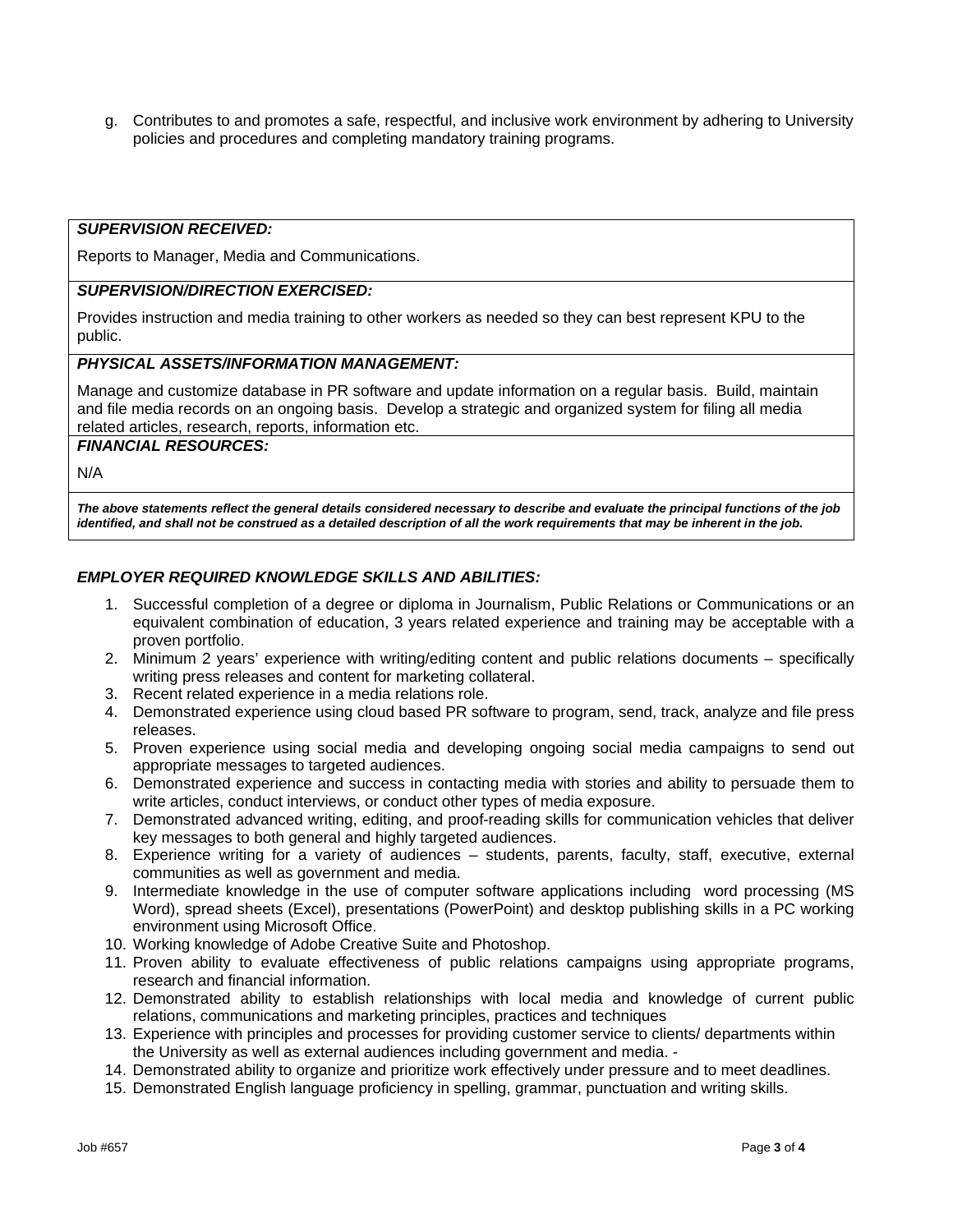g. Contributes to and promotes a safe, respectful, and inclusive work environment by adhering to University policies and procedures and completing mandatory training programs.

***SUPERVISION RECEIVED:***

Reports to Manager, Media and Communications.

***SUPERVISION/DIRECTION EXERCISED:***

Provides instruction and media training to other workers as needed so they can best represent KPU to the public.

***PHYSICAL ASSETS/INFORMATION MANAGEMENT:***

Manage and customize database in PR software and update information on a regular basis. Build, maintain and file media records on an ongoing basis. Develop a strategic and organized system for filing all media related articles, research, reports, information etc.

***FINANCIAL RESOURCES:***

N/A

***The above statements reflect the general details considered necessary to describe and evaluate the principal functions of the job identified, and shall not be construed as a detailed description of all the work requirements that may be inherent in the job.***

***EMPLOYER REQUIRED KNOWLEDGE SKILLS AND ABILITIES:***

1. Successful completion of a degree or diploma in Journalism, Public Relations or Communications or an equivalent combination of education, 3 years related experience and training may be acceptable with a proven portfolio.
2. Minimum 2 years' experience with writing/editing content and public relations documents – specifically writing press releases and content for marketing collateral.
3. Recent related experience in a media relations role.
4. Demonstrated experience using cloud based PR software to program, send, track, analyze and file press releases.
5. Proven experience using social media and developing ongoing social media campaigns to send out appropriate messages to targeted audiences.
6. Demonstrated experience and success in contacting media with stories and ability to persuade them to write articles, conduct interviews, or conduct other types of media exposure.
7. Demonstrated advanced writing, editing, and proof-reading skills for communication vehicles that deliver key messages to both general and highly targeted audiences.
8. Experience writing for a variety of audiences – students, parents, faculty, staff, executive, external communities as well as government and media.
9. Intermediate knowledge in the use of computer software applications including word processing (MS Word), spread sheets (Excel), presentations (PowerPoint) and desktop publishing skills in a PC working environment using Microsoft Office.
10. Working knowledge of Adobe Creative Suite and Photoshop.
11. Proven ability to evaluate effectiveness of public relations campaigns using appropriate programs, research and financial information.
12. Demonstrated ability to establish relationships with local media and knowledge of current public relations, communications and marketing principles, practices and techniques
13. Experience with principles and processes for providing customer service to clients/ departments within the University as well as external audiences including government and media. -
14. Demonstrated ability to organize and prioritize work effectively under pressure and to meet deadlines.
15. Demonstrated English language proficiency in spelling, grammar, punctuation and writing skills.

Job #657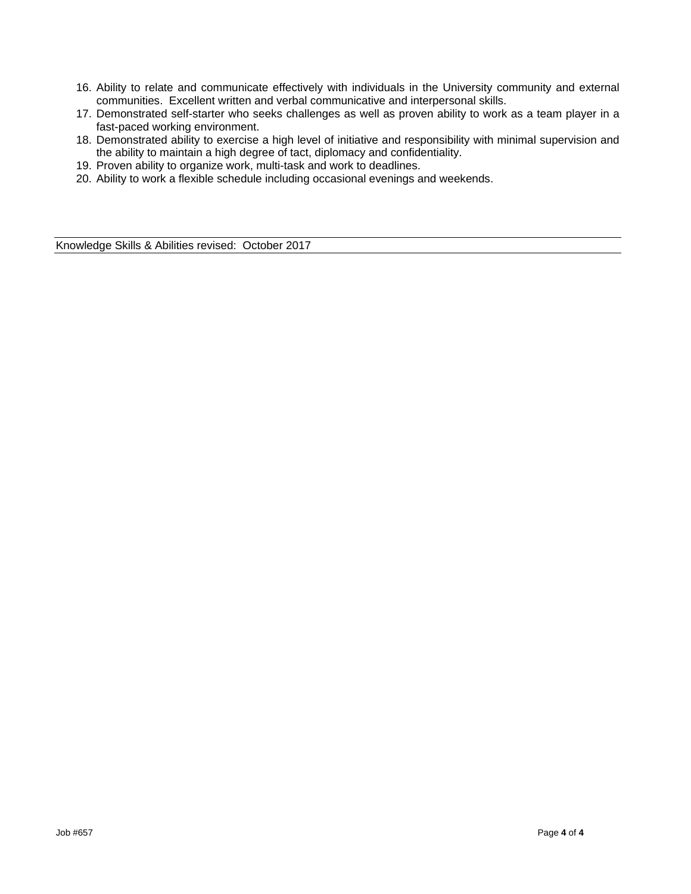16. Ability to relate and communicate effectively with individuals in the University community and external communities. Excellent written and verbal communicative and interpersonal skills.
17. Demonstrated self-starter who seeks challenges as well as proven ability to work as a team player in a fast-paced working environment.
18. Demonstrated ability to exercise a high level of initiative and responsibility with minimal supervision and the ability to maintain a high degree of tact, diplomacy and confidentiality.
19. Proven ability to organize work, multi-task and work to deadlines.
20. Ability to work a flexible schedule including occasional evenings and weekends.

---

Knowledge Skills & Abilities revised: October 2017

---